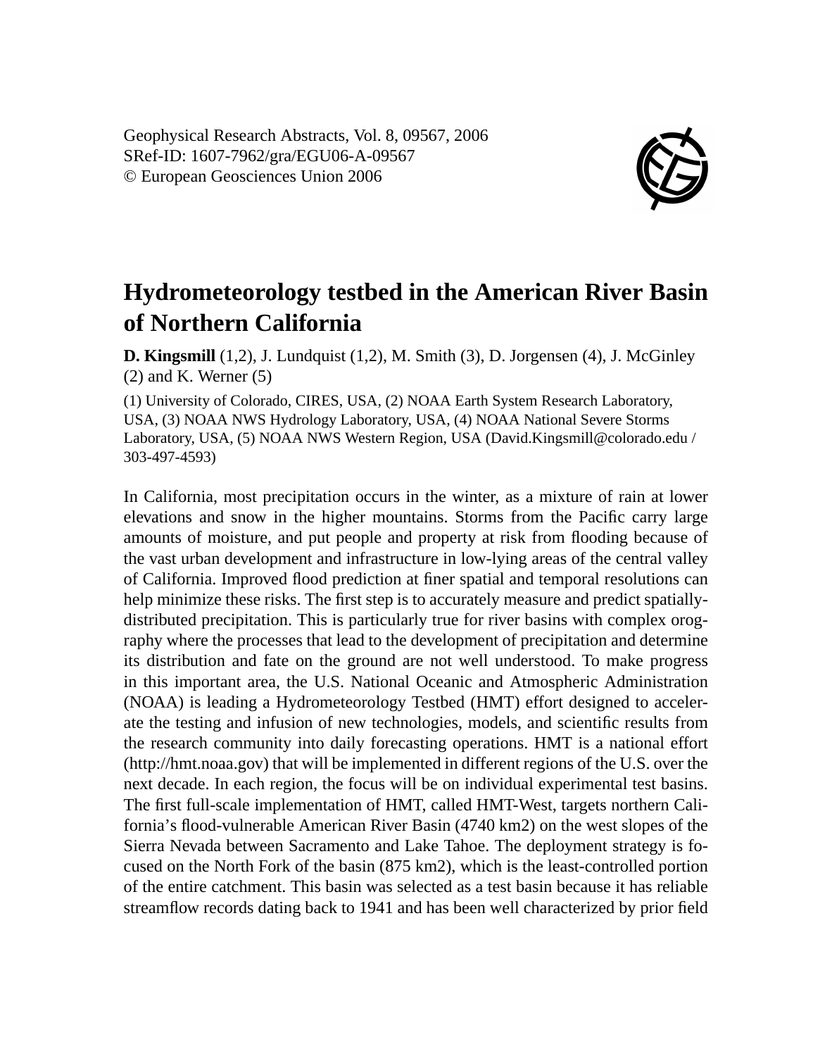Geophysical Research Abstracts, Vol. 8, 09567, 2006
SRef-ID: 1607-7962/gra/EGU06-A-09567
© European Geosciences Union 2006

# Hydrometeorology testbed in the American River Basin of Northern California

**D. Kingsmill** (1,2), J. Lundquist (1,2), M. Smith (3), D. Jorgensen (4), J. McGinley (2) and K. Werner (5)

(1) University of Colorado, CIRES, USA, (2) NOAA Earth System Research Laboratory, USA, (3) NOAA NWS Hydrology Laboratory, USA, (4) NOAA National Severe Storms Laboratory, USA, (5) NOAA NWS Western Region, USA (David.Kingsmill@colorado.edu / 303-497-4593)

In California, most precipitation occurs in the winter, as a mixture of rain at lower elevations and snow in the higher mountains. Storms from the Pacific carry large amounts of moisture, and put people and property at risk from flooding because of the vast urban development and infrastructure in low-lying areas of the central valley of California. Improved flood prediction at finer spatial and temporal resolutions can help minimize these risks. The first step is to accurately measure and predict spatially-distributed precipitation. This is particularly true for river basins with complex orography where the processes that lead to the development of precipitation and determine its distribution and fate on the ground are not well understood. To make progress in this important area, the U.S. National Oceanic and Atmospheric Administration (NOAA) is leading a Hydrometeorology Testbed (HMT) effort designed to accelerate the testing and infusion of new technologies, models, and scientific results from the research community into daily forecasting operations. HMT is a national effort (http://hmt.noaa.gov) that will be implemented in different regions of the U.S. over the next decade. In each region, the focus will be on individual experimental test basins. The first full-scale implementation of HMT, called HMT-West, targets northern California's flood-vulnerable American River Basin (4740 km2) on the west slopes of the Sierra Nevada between Sacramento and Lake Tahoe. The deployment strategy is focused on the North Fork of the basin (875 km2), which is the least-controlled portion of the entire catchment. This basin was selected as a test basin because it has reliable streamflow records dating back to 1941 and has been well characterized by prior field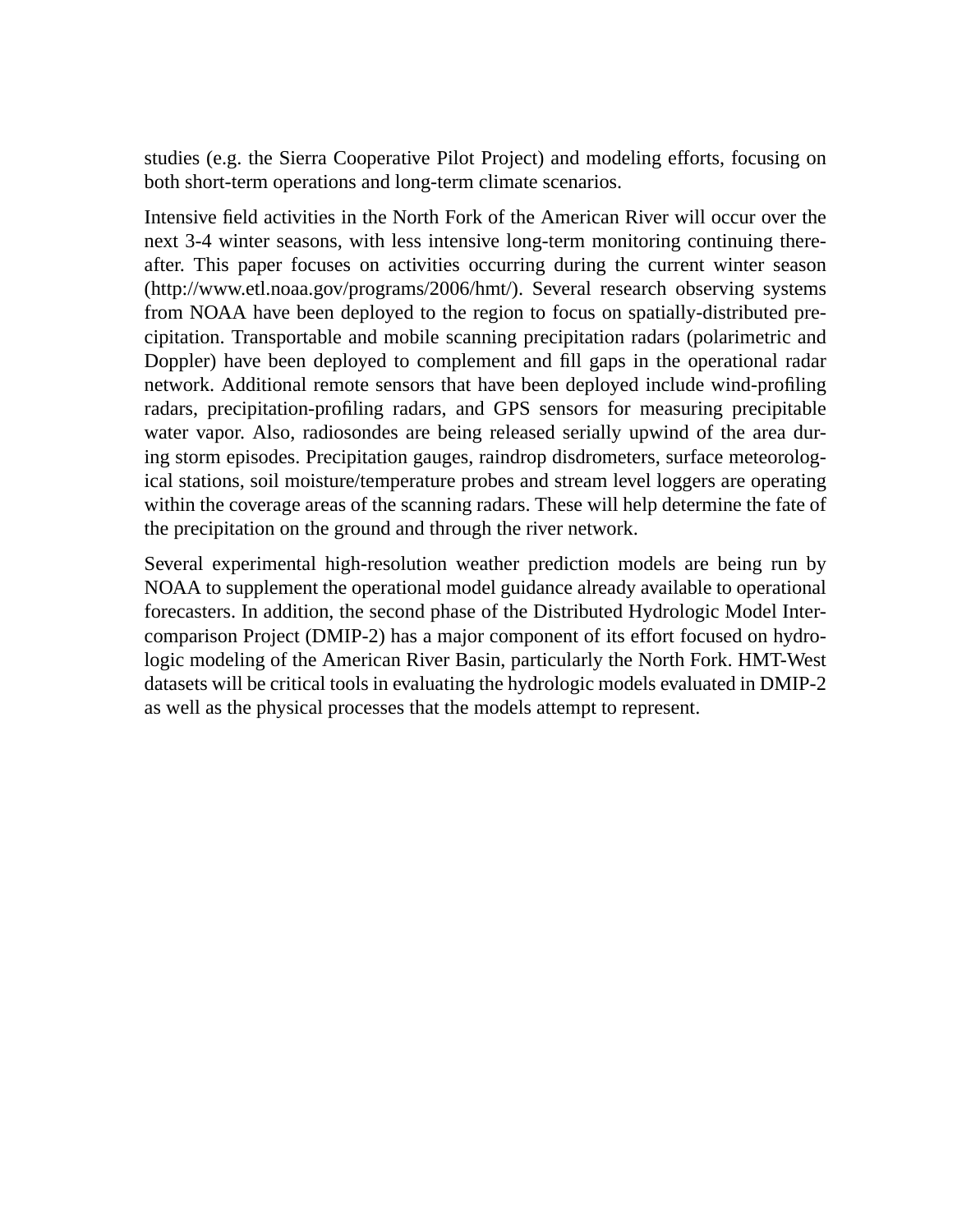studies (e.g. the Sierra Cooperative Pilot Project) and modeling efforts, focusing on both short-term operations and long-term climate scenarios.

Intensive field activities in the North Fork of the American River will occur over the next 3-4 winter seasons, with less intensive long-term monitoring continuing thereafter. This paper focuses on activities occurring during the current winter season (http://www.etl.noaa.gov/programs/2006/hmt/). Several research observing systems from NOAA have been deployed to the region to focus on spatially-distributed precipitation. Transportable and mobile scanning precipitation radars (polarimetric and Doppler) have been deployed to complement and fill gaps in the operational radar network. Additional remote sensors that have been deployed include wind-profiling radars, precipitation-profiling radars, and GPS sensors for measuring precipitable water vapor. Also, radiosondes are being released serially upwind of the area during storm episodes. Precipitation gauges, raindrop disdrometers, surface meteorological stations, soil moisture/temperature probes and stream level loggers are operating within the coverage areas of the scanning radars. These will help determine the fate of the precipitation on the ground and through the river network.

Several experimental high-resolution weather prediction models are being run by NOAA to supplement the operational model guidance already available to operational forecasters. In addition, the second phase of the Distributed Hydrologic Model Intercomparison Project (DMIP-2) has a major component of its effort focused on hydrologic modeling of the American River Basin, particularly the North Fork. HMT-West datasets will be critical tools in evaluating the hydrologic models evaluated in DMIP-2 as well as the physical processes that the models attempt to represent.